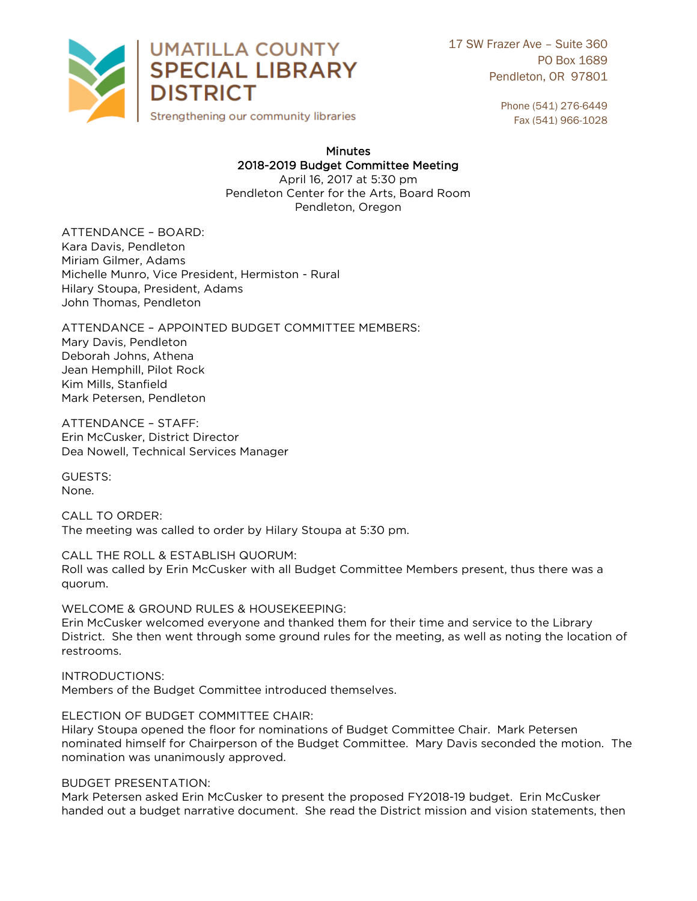UMATILLA COUNTY SPECIAL LIBRARY DISTRICT

Strengthening our community libraries

17 SW Frazer Ave – Suite 360
PO Box 1689
Pendleton, OR 97801

Phone (541) 276-6449
Fax (541) 966-1028

**Minutes**
**2018-2019 Budget Committee Meeting**
April 16, 2017 at 5:30 pm
Pendleton Center for the Arts, Board Room
Pendleton, Oregon

ATTENDANCE – BOARD:
Kara Davis, Pendleton
Miriam Gilmer, Adams
Michelle Munro, Vice President, Hermiston - Rural
Hilary Stoupa, President, Adams
John Thomas, Pendleton

ATTENDANCE – APPOINTED BUDGET COMMITTEE MEMBERS:
Mary Davis, Pendleton
Deborah Johns, Athena
Jean Hemphill, Pilot Rock
Kim Mills, Stanfield
Mark Petersen, Pendleton

ATTENDANCE – STAFF:
Erin McCusker, District Director
Dea Nowell, Technical Services Manager

GUESTS:
None.

CALL TO ORDER:
The meeting was called to order by Hilary Stoupa at 5:30 pm.

CALL THE ROLL & ESTABLISH QUORUM:
Roll was called by Erin McCusker with all Budget Committee Members present, thus there was a quorum.

WELCOME & GROUND RULES & HOUSEKEEPING:
Erin McCusker welcomed everyone and thanked them for their time and service to the Library District. She then went through some ground rules for the meeting, as well as noting the location of restrooms.

INTRODUCTIONS:
Members of the Budget Committee introduced themselves.

ELECTION OF BUDGET COMMITTEE CHAIR:
Hilary Stoupa opened the floor for nominations of Budget Committee Chair. Mark Petersen nominated himself for Chairperson of the Budget Committee. Mary Davis seconded the motion. The nomination was unanimously approved.

BUDGET PRESENTATION:
Mark Petersen asked Erin McCusker to present the proposed FY2018-19 budget. Erin McCusker handed out a budget narrative document. She read the District mission and vision statements, then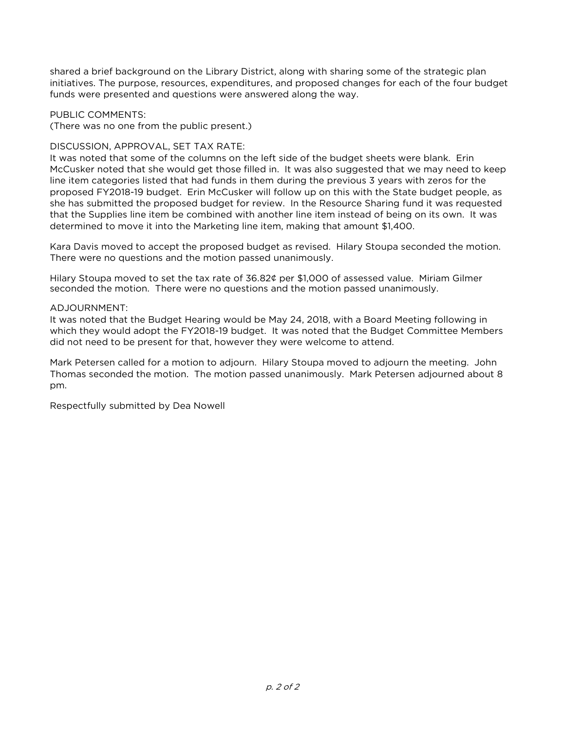shared a brief background on the Library District, along with sharing some of the strategic plan initiatives. The purpose, resources, expenditures, and proposed changes for each of the four budget funds were presented and questions were answered along the way.

PUBLIC COMMENTS:
(There was no one from the public present.)

DISCUSSION, APPROVAL, SET TAX RATE:
It was noted that some of the columns on the left side of the budget sheets were blank. Erin McCusker noted that she would get those filled in. It was also suggested that we may need to keep line item categories listed that had funds in them during the previous 3 years with zeros for the proposed FY2018-19 budget. Erin McCusker will follow up on this with the State budget people, as she has submitted the proposed budget for review. In the Resource Sharing fund it was requested that the Supplies line item be combined with another line item instead of being on its own. It was determined to move it into the Marketing line item, making that amount $1,400.

Kara Davis moved to accept the proposed budget as revised. Hilary Stoupa seconded the motion. There were no questions and the motion passed unanimously.

Hilary Stoupa moved to set the tax rate of 36.82¢ per $1,000 of assessed value. Miriam Gilmer seconded the motion. There were no questions and the motion passed unanimously.

ADJOURNMENT:
It was noted that the Budget Hearing would be May 24, 2018, with a Board Meeting following in which they would adopt the FY2018-19 budget. It was noted that the Budget Committee Members did not need to be present for that, however they were welcome to attend.

Mark Petersen called for a motion to adjourn. Hilary Stoupa moved to adjourn the meeting. John Thomas seconded the motion. The motion passed unanimously. Mark Petersen adjourned about 8 pm.

Respectfully submitted by Dea Nowell